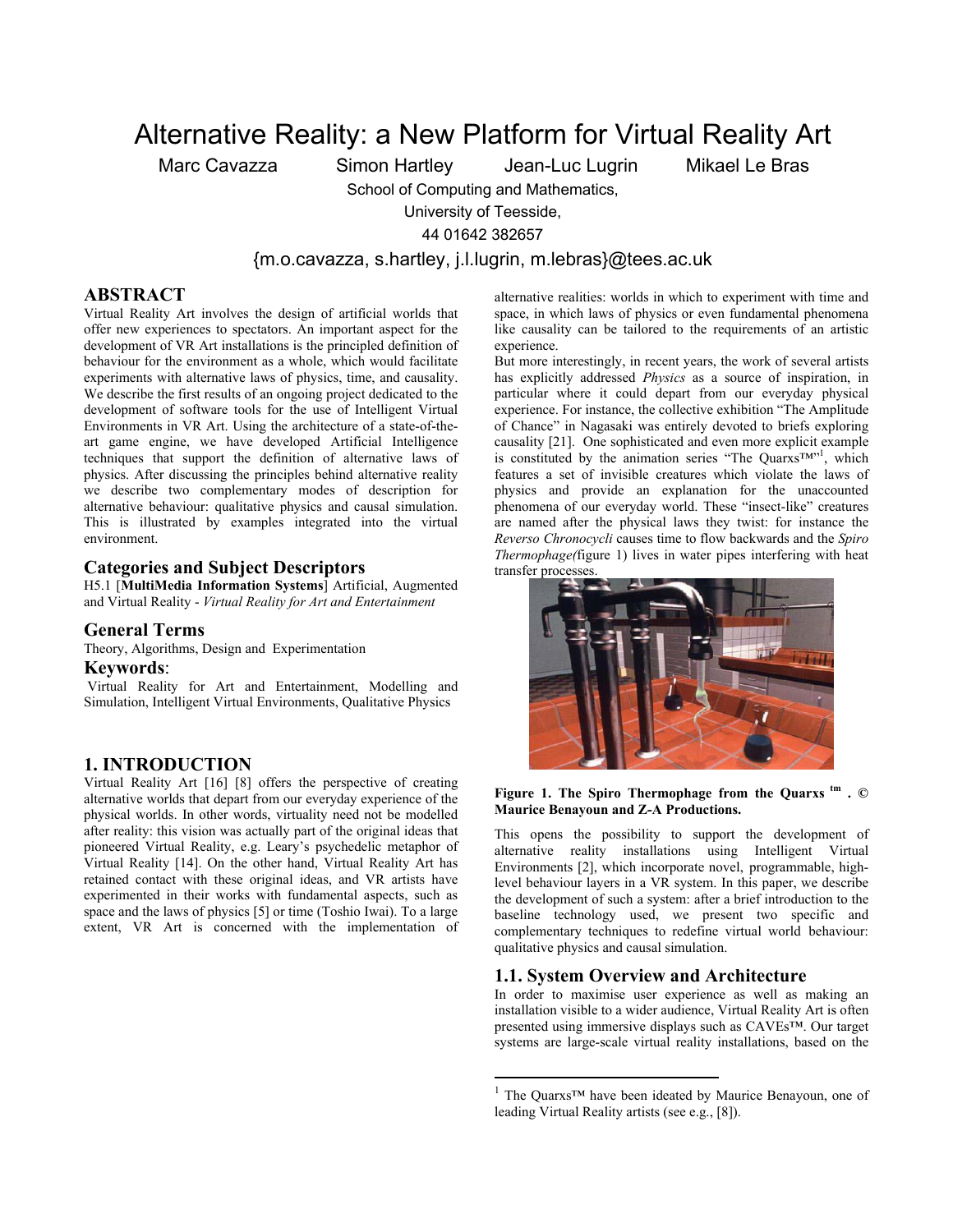# Alternative Reality: a New Platform for Virtual Reality Art

Marc Cavazza  Simon Hartley  Jean-Luc Lugrin  Mikael Le Bras

School of Computing and Mathematics,
University of Teesside,
44 01642 382657

{m.o.cavazza, s.hartley, j.l.lugrin, m.lebras}@tees.ac.uk

## ABSTRACT

Virtual Reality Art involves the design of artificial worlds that offer new experiences to spectators. An important aspect for the development of VR Art installations is the principled definition of behaviour for the environment as a whole, which would facilitate experiments with alternative laws of physics, time, and causality. We describe the first results of an ongoing project dedicated to the development of software tools for the use of Intelligent Virtual Environments in VR Art. Using the architecture of a state-of-the-art game engine, we have developed Artificial Intelligence techniques that support the definition of alternative laws of physics. After discussing the principles behind alternative reality we describe two complementary modes of description for alternative behaviour: qualitative physics and causal simulation. This is illustrated by examples integrated into the virtual environment.

## Categories and Subject Descriptors

H5.1 [**MultiMedia Information Systems**] Artificial, Augmented and Virtual Reality - *Virtual Reality for Art and Entertainment*

## General Terms

Theory, Algorithms, Design and Experimentation

## Keywords:

Virtual Reality for Art and Entertainment, Modelling and Simulation, Intelligent Virtual Environments, Qualitative Physics

## 1. INTRODUCTION

Virtual Reality Art [16] [8] offers the perspective of creating alternative worlds that depart from our everyday experience of the physical worlds. In other words, virtuality need not be modelled after reality: this vision was actually part of the original ideas that pioneered Virtual Reality, e.g. Leary's psychedelic metaphor of Virtual Reality [14]. On the other hand, Virtual Reality Art has retained contact with these original ideas, and VR artists have experimented in their works with fundamental aspects, such as space and the laws of physics [5] or time (Toshio Iwai). To a large extent, VR Art is concerned with the implementation of alternative realities: worlds in which to experiment with time and space, in which laws of physics or even fundamental phenomena like causality can be tailored to the requirements of an artistic experience.

But more interestingly, in recent years, the work of several artists has explicitly addressed *Physics* as a source of inspiration, in particular where it could depart from our everyday physical experience. For instance, the collective exhibition "The Amplitude of Chance" in Nagasaki was entirely devoted to briefs exploring causality [21]. One sophisticated and even more explicit example is constituted by the animation series "The Quarxs™"[1], which features a set of invisible creatures which violate the laws of physics and provide an explanation for the unaccounted phenomena of our everyday world. These "insect-like" creatures are named after the physical laws they twist: for instance the *Reverso Chronocycli* causes time to flow backwards and the *Spiro Thermophage(*figure 1) lives in water pipes interfering with heat transfer processes.

**Figure 1. The Spiro Thermophage from the Quarxs ™ . © Maurice Benayoun and Z-A Productions.**

This opens the possibility to support the development of alternative reality installations using Intelligent Virtual Environments [2], which incorporate novel, programmable, high-level behaviour layers in a VR system. In this paper, we describe the development of such a system: after a brief introduction to the baseline technology used, we present two specific and complementary techniques to redefine virtual world behaviour: qualitative physics and causal simulation.

### 1.1. System Overview and Architecture

In order to maximise user experience as well as making an installation visible to a wider audience, Virtual Reality Art is often presented using immersive displays such as CAVEs™. Our target systems are large-scale virtual reality installations, based on the

[1] The Quarxs™ have been ideated by Maurice Benayoun, one of leading Virtual Reality artists (see e.g., [8]).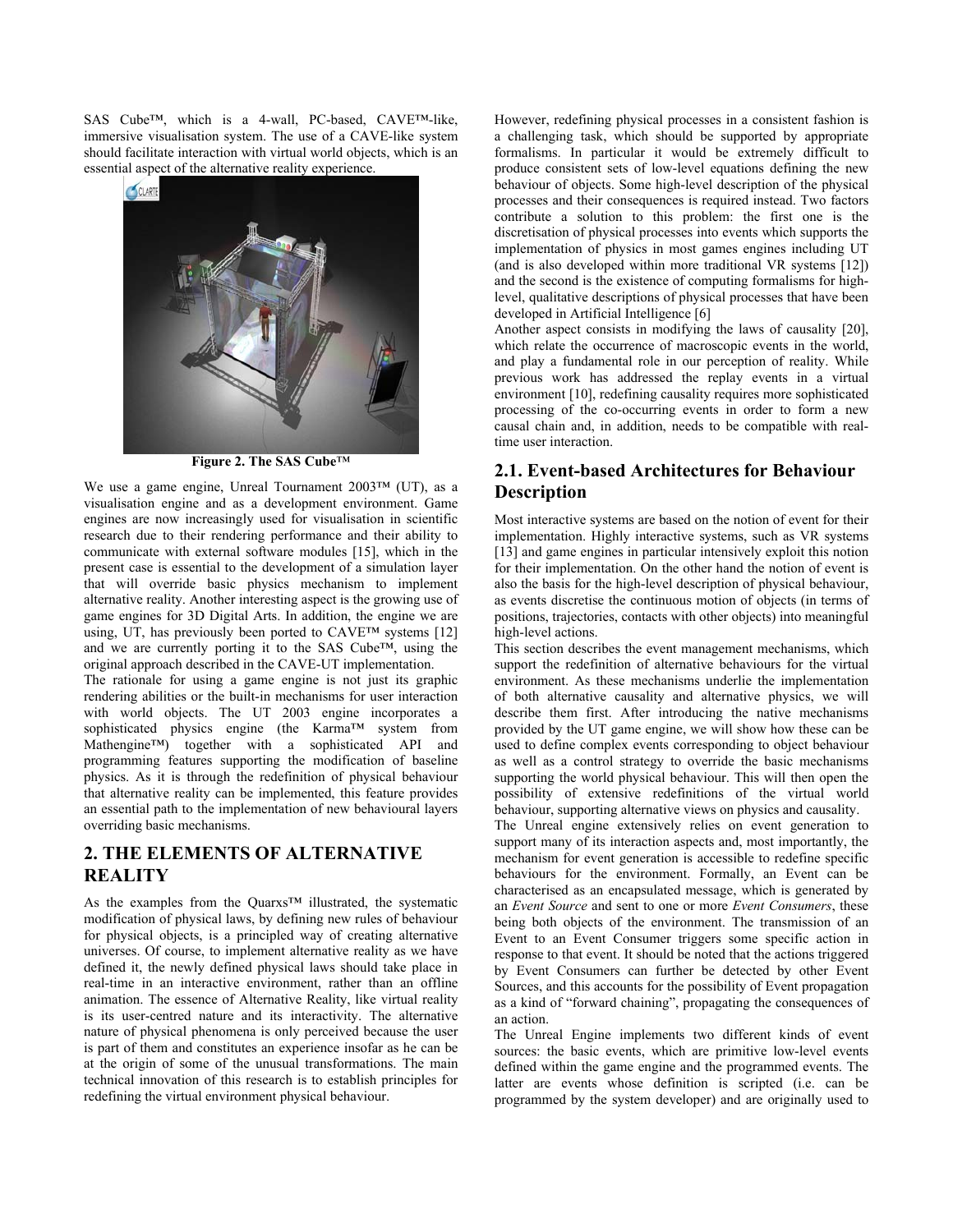SAS Cube™, which is a 4-wall, PC-based, CAVE™-like, immersive visualisation system. The use of a CAVE-like system should facilitate interaction with virtual world objects, which is an essential aspect of the alternative reality experience.

**Figure 2. The SAS Cube™**

We use a game engine, Unreal Tournament 2003™ (UT), as a visualisation engine and as a development environment. Game engines are now increasingly used for visualisation in scientific research due to their rendering performance and their ability to communicate with external software modules [15], which in the present case is essential to the development of a simulation layer that will override basic physics mechanism to implement alternative reality. Another interesting aspect is the growing use of game engines for 3D Digital Arts. In addition, the engine we are using, UT, has previously been ported to CAVE™ systems [12] and we are currently porting it to the SAS Cube™, using the original approach described in the CAVE-UT implementation.

The rationale for using a game engine is not just its graphic rendering abilities or the built-in mechanisms for user interaction with world objects. The UT 2003 engine incorporates a sophisticated physics engine (the Karma™ system from Mathengine™) together with a sophisticated API and programming features supporting the modification of baseline physics. As it is through the redefinition of physical behaviour that alternative reality can be implemented, this feature provides an essential path to the implementation of new behavioural layers overriding basic mechanisms.

## 2. THE ELEMENTS OF ALTERNATIVE REALITY

As the examples from the Quarxs™ illustrated, the systematic modification of physical laws, by defining new rules of behaviour for physical objects, is a principled way of creating alternative universes. Of course, to implement alternative reality as we have defined it, the newly defined physical laws should take place in real-time in an interactive environment, rather than an offline animation. The essence of Alternative Reality, like virtual reality is its user-centred nature and its interactivity. The alternative nature of physical phenomena is only perceived because the user is part of them and constitutes an experience insofar as he can be at the origin of some of the unusual transformations. The main technical innovation of this research is to establish principles for redefining the virtual environment physical behaviour.

However, redefining physical processes in a consistent fashion is a challenging task, which should be supported by appropriate formalisms. In particular it would be extremely difficult to produce consistent sets of low-level equations defining the new behaviour of objects. Some high-level description of the physical processes and their consequences is required instead. Two factors contribute a solution to this problem: the first one is the discretisation of physical processes into events which supports the implementation of physics in most games engines including UT (and is also developed within more traditional VR systems [12]) and the second is the existence of computing formalisms for high-level, qualitative descriptions of physical processes that have been developed in Artificial Intelligence [6]

Another aspect consists in modifying the laws of causality [20], which relate the occurrence of macroscopic events in the world, and play a fundamental role in our perception of reality. While previous work has addressed the replay events in a virtual environment [10], redefining causality requires more sophisticated processing of the co-occurring events in order to form a new causal chain and, in addition, needs to be compatible with real-time user interaction.

### 2.1. Event-based Architectures for Behaviour Description

Most interactive systems are based on the notion of event for their implementation. Highly interactive systems, such as VR systems [13] and game engines in particular intensively exploit this notion for their implementation. On the other hand the notion of event is also the basis for the high-level description of physical behaviour, as events discretise the continuous motion of objects (in terms of positions, trajectories, contacts with other objects) into meaningful high-level actions.

This section describes the event management mechanisms, which support the redefinition of alternative behaviours for the virtual environment. As these mechanisms underlie the implementation of both alternative causality and alternative physics, we will describe them first. After introducing the native mechanisms provided by the UT game engine, we will show how these can be used to define complex events corresponding to object behaviour as well as a control strategy to override the basic mechanisms supporting the world physical behaviour. This will then open the possibility of extensive redefinitions of the virtual world behaviour, supporting alternative views on physics and causality.

The Unreal engine extensively relies on event generation to support many of its interaction aspects and, most importantly, the mechanism for event generation is accessible to redefine specific behaviours for the environment. Formally, an Event can be characterised as an encapsulated message, which is generated by an *Event Source* and sent to one or more *Event Consumers*, these being both objects of the environment. The transmission of an Event to an Event Consumer triggers some specific action in response to that event. It should be noted that the actions triggered by Event Consumers can further be detected by other Event Sources, and this accounts for the possibility of Event propagation as a kind of "forward chaining", propagating the consequences of an action.

The Unreal Engine implements two different kinds of event sources: the basic events, which are primitive low-level events defined within the game engine and the programmed events. The latter are events whose definition is scripted (i.e. can be programmed by the system developer) and are originally used to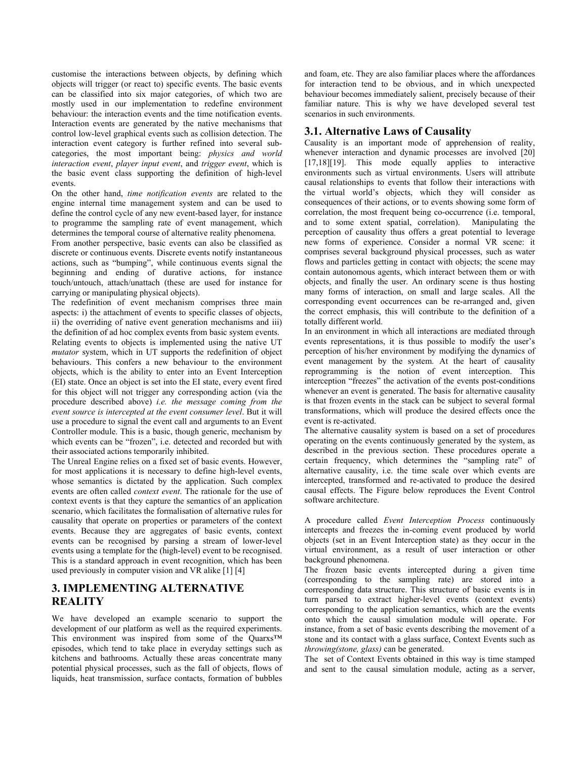customise the interactions between objects, by defining which objects will trigger (or react to) specific events. The basic events can be classified into six major categories, of which two are mostly used in our implementation to redefine environment behaviour: the interaction events and the time notification events. Interaction events are generated by the native mechanisms that control low-level graphical events such as collision detection. The interaction event category is further refined into several sub-categories, the most important being: *physics and world interaction event*, *player input event*, and *trigger event*, which is the basic event class supporting the definition of high-level events.

On the other hand, *time notification events* are related to the engine internal time management system and can be used to define the control cycle of any new event-based layer, for instance to programme the sampling rate of event management, which determines the temporal course of alternative reality phenomena.

From another perspective, basic events can also be classified as discrete or continuous events. Discrete events notify instantaneous actions, such as "bumping", while continuous events signal the beginning and ending of durative actions, for instance touch/untouch, attach/unattach (these are used for instance for carrying or manipulating physical objects).

The redefinition of event mechanism comprises three main aspects: i) the attachment of events to specific classes of objects, ii) the overriding of native event generation mechanisms and iii) the definition of ad hoc complex events from basic system events.

Relating events to objects is implemented using the native UT *mutator* system, which in UT supports the redefinition of object behaviours. This confers a new behaviour to the environment objects, which is the ability to enter into an Event Interception (EI) state. Once an object is set into the EI state, every event fired for this object will not trigger any corresponding action (via the procedure described above) *i.e. the message coming from the event source is intercepted at the event consumer level*. But it will use a procedure to signal the event call and arguments to an Event Controller module. This is a basic, though generic, mechanism by which events can be "frozen", i.e. detected and recorded but with their associated actions temporarily inhibited.

The Unreal Engine relies on a fixed set of basic events. However, for most applications it is necessary to define high-level events, whose semantics is dictated by the application. Such complex events are often called *context event*. The rationale for the use of context events is that they capture the semantics of an application scenario, which facilitates the formalisation of alternative rules for causality that operate on properties or parameters of the context events. Because they are aggregates of basic events, context events can be recognised by parsing a stream of lower-level events using a template for the (high-level) event to be recognised. This is a standard approach in event recognition, which has been used previously in computer vision and VR alike [1] [4]

## 3. IMPLEMENTING ALTERNATIVE REALITY

We have developed an example scenario to support the development of our platform as well as the required experiments. This environment was inspired from some of the Quarxs™ episodes, which tend to take place in everyday settings such as kitchens and bathrooms. Actually these areas concentrate many potential physical processes, such as the fall of objects, flows of liquids, heat transmission, surface contacts, formation of bubbles and foam, etc. They are also familiar places where the affordances for interaction tend to be obvious, and in which unexpected behaviour becomes immediately salient, precisely because of their familiar nature. This is why we have developed several test scenarios in such environments.

### 3.1. Alternative Laws of Causality

Causality is an important mode of apprehension of reality, whenever interaction and dynamic processes are involved [20] [17,18][19]. This mode equally applies to interactive environments such as virtual environments. Users will attribute causal relationships to events that follow their interactions with the virtual world's objects, which they will consider as consequences of their actions, or to events showing some form of correlation, the most frequent being co-occurrence (i.e. temporal, and to some extent spatial, correlation). Manipulating the perception of causality thus offers a great potential to leverage new forms of experience. Consider a normal VR scene: it comprises several background physical processes, such as water flows and particles getting in contact with objects; the scene may contain autonomous agents, which interact between them or with objects, and finally the user. An ordinary scene is thus hosting many forms of interaction, on small and large scales. All the corresponding event occurrences can be re-arranged and, given the correct emphasis, this will contribute to the definition of a totally different world.

In an environment in which all interactions are mediated through events representations, it is thus possible to modify the user's perception of his/her environment by modifying the dynamics of event management by the system. At the heart of causality reprogramming is the notion of event interception. This interception "freezes" the activation of the events post-conditions whenever an event is generated. The basis for alternative causality is that frozen events in the stack can be subject to several formal transformations, which will produce the desired effects once the event is re-activated.

The alternative causality system is based on a set of procedures operating on the events continuously generated by the system, as described in the previous section. These procedures operate a certain frequency, which determines the "sampling rate" of alternative causality, i.e. the time scale over which events are intercepted, transformed and re-activated to produce the desired causal effects. The Figure below reproduces the Event Control software architecture.

A procedure called *Event Interception Process* continuously intercepts and freezes the in-coming event produced by world objects (set in an Event Interception state) as they occur in the virtual environment, as a result of user interaction or other background phenomena.

The frozen basic events intercepted during a given time (corresponding to the sampling rate) are stored into a corresponding data structure. This structure of basic events is in turn parsed to extract higher-level events (context events) corresponding to the application semantics, which are the events onto which the causal simulation module will operate. For instance, from a set of basic events describing the movement of a stone and its contact with a glass surface, Context Events such as *throwing(stone, glass)* can be generated.

The set of Context Events obtained in this way is time stamped and sent to the causal simulation module, acting as a server,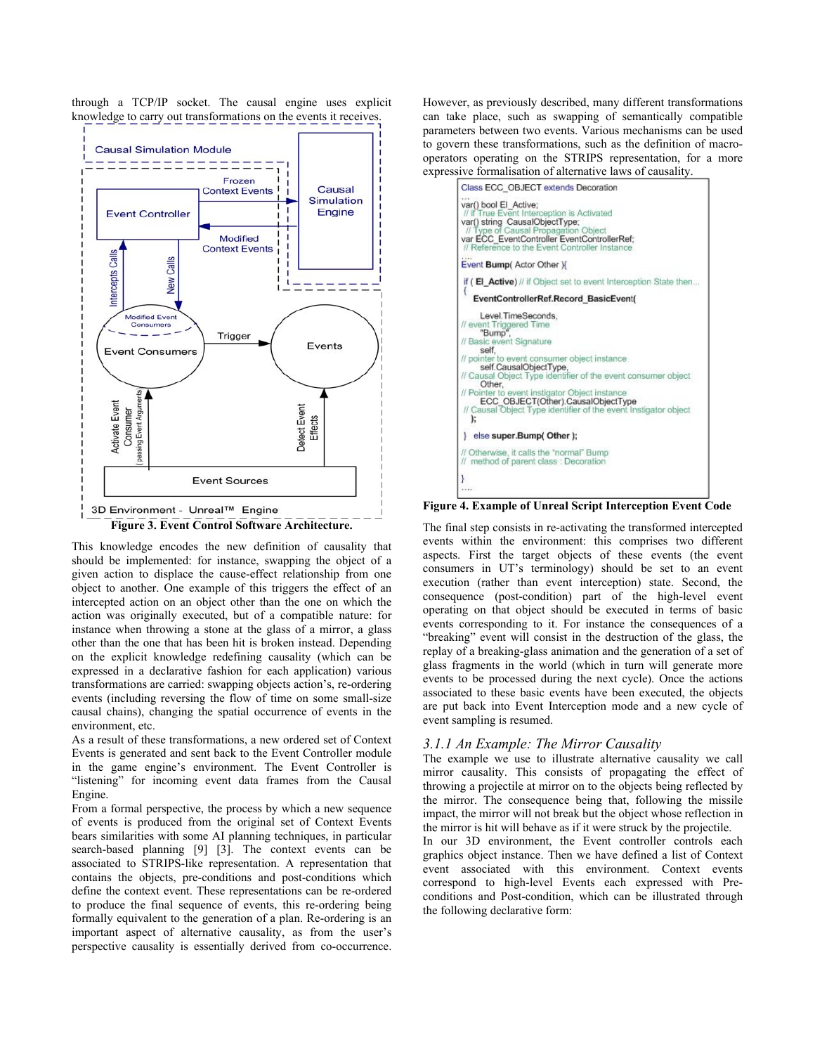through a TCP/IP socket. The causal engine uses explicit knowledge to carry out transformations on the events it receives.

Causal Simulation Module

Frozen Context Events

Event Controller

Causal Simulation Engine

Modified Context Events

Intercepts Calls

New Calls

Modified Event Consumers

Event Consumers

Trigger

Events

Activate Event Consumer (passing Event Arguments)

Detect Event Effects

Event Sources

3D Environment - Unreal™ Engine

**Figure 3. Event Control Software Architecture.**

This knowledge encodes the new definition of causality that should be implemented: for instance, swapping the object of a given action to displace the cause-effect relationship from one object to another. One example of this triggers the effect of an intercepted action on an object other than the one on which the action was originally executed, but of a compatible nature: for instance when throwing a stone at the glass of a mirror, a glass other than the one that has been hit is broken instead. Depending on the explicit knowledge redefining causality (which can be expressed in a declarative fashion for each application) various transformations are carried: swapping objects action's, re-ordering events (including reversing the flow of time on some small-size causal chains), changing the spatial occurrence of events in the environment, etc.

As a result of these transformations, a new ordered set of Context Events is generated and sent back to the Event Controller module in the game engine's environment. The Event Controller is "listening" for incoming event data frames from the Causal Engine.

From a formal perspective, the process by which a new sequence of events is produced from the original set of Context Events bears similarities with some AI planning techniques, in particular search-based planning [9] [3]. The context events can be associated to STRIPS-like representation. A representation that contains the objects, pre-conditions and post-conditions which define the context event. These representations can be re-ordered to produce the final sequence of events, this re-ordering being formally equivalent to the generation of a plan. Re-ordering is an important aspect of alternative causality, as from the user's perspective causality is essentially derived from co-occurrence. However, as previously described, many different transformations can take place, such as swapping of semantically compatible parameters between two events. Various mechanisms can be used to govern these transformations, such as the definition of macro-operators operating on the STRIPS representation, for a more expressive formalisation of alternative laws of causality.

```
Class ECC_OBJECT extends Decoration
...
var() bool EI_Active;
 // if True Event Interception is Activated
var() string CausalObjectType;
  // Type of Causal Propagation Object
var ECC_EventController EventControllerRef;
 // Reference to the Event Controller Instance
....
Event Bump( Actor Other ){

 if ( EI_Active) // if Object set to event Interception State then...
 {
     EventControllerRef.Record_BasicEvent(

        Level.TimeSeconds,
 // event Triggered Time
        "Bump",
 // Basic event Signature
        self,
 // pointer to event consumer object instance
        self.CausalObjectType,
 // Causal Object Type identifier of the event consumer object
        Other,
 // Pointer to event instigator Object instance
        ECC_OBJECT(Other).CausalObjectType
 // Causal Object Type identifier of the event Instigator object
    );

 }  else super.Bump( Other );

 // Otherwise, it calls the "normal" Bump
 //  method of parent class : Decoration

}
....
```

**Figure 4. Example of Unreal Script Interception Event Code**

The final step consists in re-activating the transformed intercepted events within the environment: this comprises two different aspects. First the target objects of these events (the event consumers in UT's terminology) should be set to an event execution (rather than event interception) state. Second, the consequence (post-condition) part of the high-level event operating on that object should be executed in terms of basic events corresponding to it. For instance the consequences of a "breaking" event will consist in the destruction of the glass, the replay of a breaking-glass animation and the generation of a set of glass fragments in the world (which in turn will generate more events to be processed during the next cycle). Once the actions associated to these basic events have been executed, the objects are put back into Event Interception mode and a new cycle of event sampling is resumed.

### *3.1.1 An Example: The Mirror Causality*

The example we use to illustrate alternative causality we call mirror causality. This consists of propagating the effect of throwing a projectile at mirror on to the objects being reflected by the mirror. The consequence being that, following the missile impact, the mirror will not break but the object whose reflection in the mirror is hit will behave as if it were struck by the projectile.

In our 3D environment, the Event controller controls each graphics object instance. Then we have defined a list of Context event associated with this environment. Context events correspond to high-level Events each expressed with Pre-conditions and Post-condition, which can be illustrated through the following declarative form: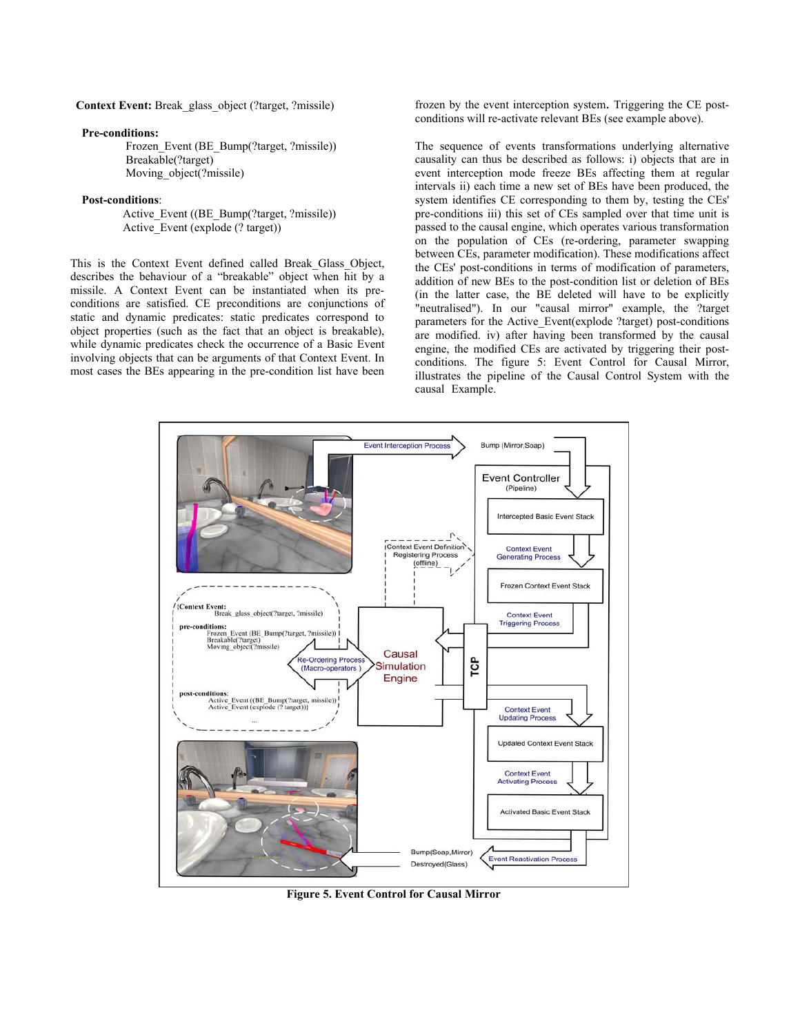**Context Event:** Break_glass_object (?target, ?missile)

**Pre-conditions:**

Frozen_Event (BE_Bump(?target, ?missile))
Breakable(?target)
Moving_object(?missile)

**Post-conditions**:

Active_Event ((BE_Bump(?target, ?missile))
Active_Event (explode (? target))

This is the Context Event defined called Break_Glass_Object, describes the behaviour of a "breakable" object when hit by a missile. A Context Event can be instantiated when its pre-conditions are satisfied. CE preconditions are conjunctions of static and dynamic predicates: static predicates correspond to object properties (such as the fact that an object is breakable), while dynamic predicates check the occurrence of a Basic Event involving objects that can be arguments of that Context Event. In most cases the BEs appearing in the pre-condition list have been frozen by the event interception system**.** Triggering the CE post-conditions will re-activate relevant BEs (see example above).

The sequence of events transformations underlying alternative causality can thus be described as follows: i) objects that are in event interception mode freeze BEs affecting them at regular intervals ii) each time a new set of BEs have been produced, the system identifies CE corresponding to them by, testing the CEs' pre-conditions iii) this set of CEs sampled over that time unit is passed to the causal engine, which operates various transformation on the population of CEs (re-ordering, parameter swapping between CEs, parameter modification). These modifications affect the CEs' post-conditions in terms of modification of parameters, addition of new BEs to the post-condition list or deletion of BEs (in the latter case, the BE deleted will have to be explicitly "neutralised"). In our "causal mirror" example, the ?target parameters for the Active_Event(explode ?target) post-conditions are modified. iv) after having been transformed by the causal engine, the modified CEs are activated by triggering their post-conditions. The figure 5: Event Control for Causal Mirror, illustrates the pipeline of the Causal Control System with the causal Example.

**Figure 5. Event Control for Causal Mirror**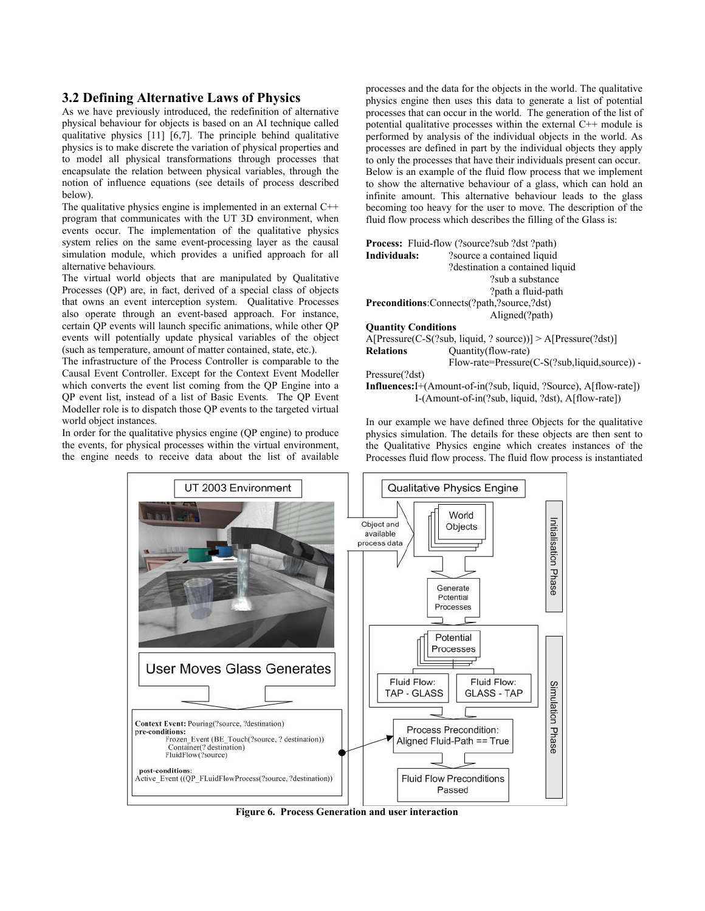### 3.2 Defining Alternative Laws of Physics

As we have previously introduced, the redefinition of alternative physical behaviour for objects is based on an AI technique called qualitative physics [11] [6,7]. The principle behind qualitative physics is to make discrete the variation of physical properties and to model all physical transformations through processes that encapsulate the relation between physical variables, through the notion of influence equations (see details of process described below).

The qualitative physics engine is implemented in an external C++ program that communicates with the UT 3D environment, when events occur. The implementation of the qualitative physics system relies on the same event-processing layer as the causal simulation module, which provides a unified approach for all alternative behaviours.

The virtual world objects that are manipulated by Qualitative Processes (QP) are, in fact, derived of a special class of objects that owns an event interception system. Qualitative Processes also operate through an event-based approach. For instance, certain QP events will launch specific animations, while other QP events will potentially update physical variables of the object (such as temperature, amount of matter contained, state, etc.).

The infrastructure of the Process Controller is comparable to the Causal Event Controller. Except for the Context Event Modeller which converts the event list coming from the QP Engine into a QP event list, instead of a list of Basic Events. The QP Event Modeller role is to dispatch those QP events to the targeted virtual world object instances.

In order for the qualitative physics engine (QP engine) to produce the events, for physical processes within the virtual environment, the engine needs to receive data about the list of available processes and the data for the objects in the world. The qualitative physics engine then uses this data to generate a list of potential processes that can occur in the world. The generation of the list of potential qualitative processes within the external C++ module is performed by analysis of the individual objects in the world. As processes are defined in part by the individual objects they apply to only the processes that have their individuals present can occur. Below is an example of the fluid flow process that we implement to show the alternative behaviour of a glass, which can hold an infinite amount. This alternative behaviour leads to the glass becoming too heavy for the user to move. The description of the fluid flow process which describes the filling of the Glass is:

**Process:** Fluid-flow (?source?sub ?dst ?path)
**Individuals:** ?source a contained liquid
?destination a contained liquid
?sub a substance
?path a fluid-path
**Preconditions**:Connects(?path,?source,?dst)
Aligned(?path)
**Quantity Conditions**
A[Pressure(C-S(?sub, liquid, ? source))] > A[Pressure(?dst)]
**Relations** Quantity(flow-rate)
Flow-rate=Pressure(C-S(?sub,liquid,source)) - Pressure(?dst)
**Influences:**I+(Amount-of-in(?sub, liquid, ?Source), A[flow-rate])
I-(Amount-of-in(?sub, liquid, ?dst), A[flow-rate])

In our example we have defined three Objects for the qualitative physics simulation. The details for these objects are then sent to the Qualitative Physics engine which creates instances of the Processes fluid flow process. The fluid flow process is instantiated

UT 2003 Environment
User Moves Glass Generates
Context Event: Pouring(?source, ?destination)
pre-conditions:
Frozen_Event (BE_Touch(?source, ? destination))
Container(? destination)
FluidFlow(?source)
post-conditions:
Active_Event ((QP_FLuidFlowProcess(?source, ?destination))
Object and available process data
Qualitative Physics Engine
World Objects
Generate Potential Processes
Initialisation Phase
Potential Processes
Fluid Flow: TAP - GLASS
Fluid Flow: GLASS - TAP
Process Precondition: Aligned Fluid-Path == True
Fluid Flow Preconditions Passed
Simulation Phase

**Figure 6. Process Generation and user interaction**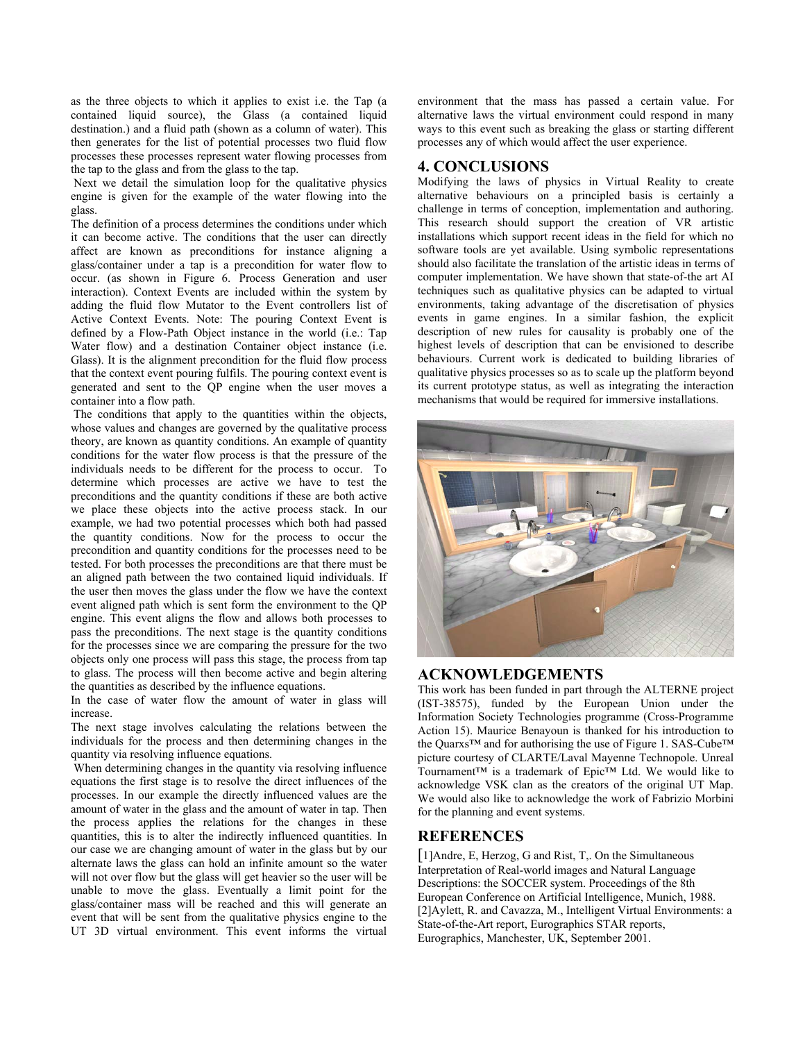as the three objects to which it applies to exist i.e. the Tap (a contained liquid source), the Glass (a contained liquid destination.) and a fluid path (shown as a column of water). This then generates for the list of potential processes two fluid flow processes these processes represent water flowing processes from the tap to the glass and from the glass to the tap.

Next we detail the simulation loop for the qualitative physics engine is given for the example of the water flowing into the glass.

The definition of a process determines the conditions under which it can become active. The conditions that the user can directly affect are known as preconditions for instance aligning a glass/container under a tap is a precondition for water flow to occur. (as shown in Figure 6. Process Generation and user interaction). Context Events are included within the system by adding the fluid flow Mutator to the Event controllers list of Active Context Events. Note: The pouring Context Event is defined by a Flow-Path Object instance in the world (i.e.: Tap Water flow) and a destination Container object instance (i.e. Glass). It is the alignment precondition for the fluid flow process that the context event pouring fulfils. The pouring context event is generated and sent to the QP engine when the user moves a container into a flow path.

The conditions that apply to the quantities within the objects, whose values and changes are governed by the qualitative process theory, are known as quantity conditions. An example of quantity conditions for the water flow process is that the pressure of the individuals needs to be different for the process to occur. To determine which processes are active we have to test the preconditions and the quantity conditions if these are both active we place these objects into the active process stack. In our example, we had two potential processes which both had passed the quantity conditions. Now for the process to occur the precondition and quantity conditions for the processes need to be tested. For both processes the preconditions are that there must be an aligned path between the two contained liquid individuals. If the user then moves the glass under the flow we have the context event aligned path which is sent form the environment to the QP engine. This event aligns the flow and allows both processes to pass the preconditions. The next stage is the quantity conditions for the processes since we are comparing the pressure for the two objects only one process will pass this stage, the process from tap to glass. The process will then become active and begin altering the quantities as described by the influence equations.

In the case of water flow the amount of water in glass will increase.

The next stage involves calculating the relations between the individuals for the process and then determining changes in the quantity via resolving influence equations.

When determining changes in the quantity via resolving influence equations the first stage is to resolve the direct influences of the processes. In our example the directly influenced values are the amount of water in the glass and the amount of water in tap. Then the process applies the relations for the changes in these quantities, this is to alter the indirectly influenced quantities. In our case we are changing amount of water in the glass but by our alternate laws the glass can hold an infinite amount so the water will not over flow but the glass will get heavier so the user will be unable to move the glass. Eventually a limit point for the glass/container mass will be reached and this will generate an event that will be sent from the qualitative physics engine to the UT 3D virtual environment. This event informs the virtual environment that the mass has passed a certain value. For alternative laws the virtual environment could respond in many ways to this event such as breaking the glass or starting different processes any of which would affect the user experience.

## 4. CONCLUSIONS

Modifying the laws of physics in Virtual Reality to create alternative behaviours on a principled basis is certainly a challenge in terms of conception, implementation and authoring. This research should support the creation of VR artistic installations which support recent ideas in the field for which no software tools are yet available. Using symbolic representations should also facilitate the translation of the artistic ideas in terms of computer implementation. We have shown that state-of-the art AI techniques such as qualitative physics can be adapted to virtual environments, taking advantage of the discretisation of physics events in game engines. In a similar fashion, the explicit description of new rules for causality is probably one of the highest levels of description that can be envisioned to describe behaviours. Current work is dedicated to building libraries of qualitative physics processes so as to scale up the platform beyond its current prototype status, as well as integrating the interaction mechanisms that would be required for immersive installations.

## ACKNOWLEDGEMENTS

This work has been funded in part through the ALTERNE project (IST-38575), funded by the European Union under the Information Society Technologies programme (Cross-Programme Action 15). Maurice Benayoun is thanked for his introduction to the Quarxs™ and for authorising the use of Figure 1. SAS-Cube™ picture courtesy of CLARTE/Laval Mayenne Technopole. Unreal Tournament™ is a trademark of Epic™ Ltd. We would like to acknowledge VSK clan as the creators of the original UT Map. We would also like to acknowledge the work of Fabrizio Morbini for the planning and event systems.

## REFERENCES

[1]Andre, E, Herzog, G and Rist, T,. On the Simultaneous Interpretation of Real-world images and Natural Language Descriptions: the SOCCER system. Proceedings of the 8th European Conference on Artificial Intelligence, Munich, 1988.

[2]Aylett, R. and Cavazza, M., Intelligent Virtual Environments: a State-of-the-Art report, Eurographics STAR reports, Eurographics, Manchester, UK, September 2001.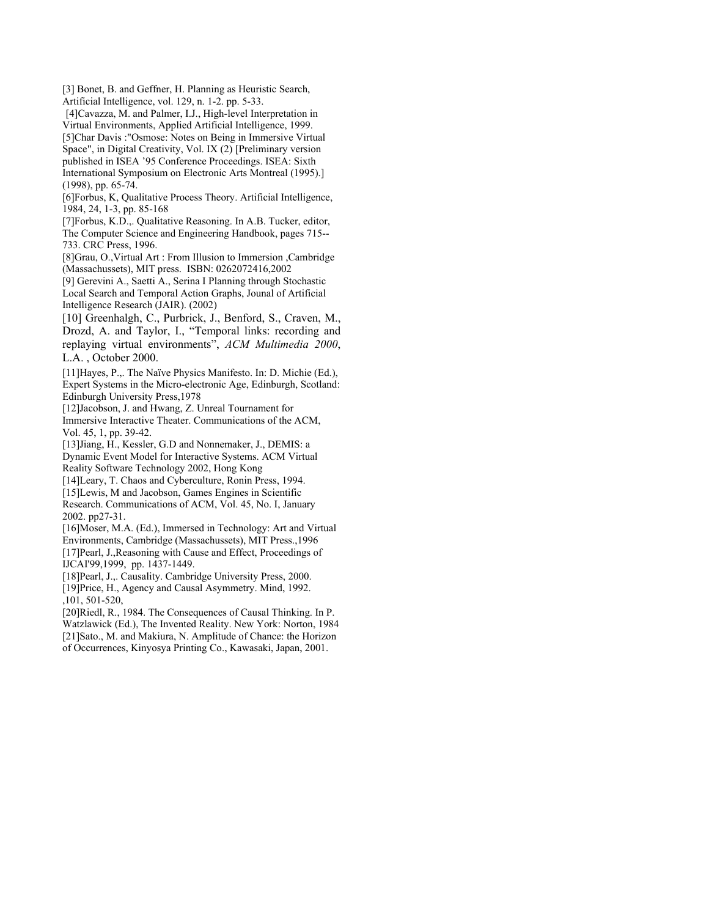[3] Bonet, B. and Geffner, H. Planning as Heuristic Search, Artificial Intelligence, vol. 129, n. 1-2. pp. 5-33.

[4]Cavazza, M. and Palmer, I.J., High-level Interpretation in Virtual Environments, Applied Artificial Intelligence, 1999.

[5]Char Davis :"Osmose: Notes on Being in Immersive Virtual Space", in Digital Creativity, Vol. IX (2) [Preliminary version published in ISEA '95 Conference Proceedings. ISEA: Sixth International Symposium on Electronic Arts Montreal (1995).] (1998), pp. 65-74.

[6]Forbus, K, Qualitative Process Theory. Artificial Intelligence, 1984, 24, 1-3, pp. 85-168

[7]Forbus, K.D.,. Qualitative Reasoning. In A.B. Tucker, editor, The Computer Science and Engineering Handbook, pages 715--733. CRC Press, 1996.

[8]Grau, O.,Virtual Art : From Illusion to Immersion ,Cambridge (Massachussets), MIT press. ISBN: 0262072416,2002

[9] Gerevini A., Saetti A., Serina I Planning through Stochastic Local Search and Temporal Action Graphs, Jounal of Artificial Intelligence Research (JAIR). (2002)

[10] Greenhalgh, C., Purbrick, J., Benford, S., Craven, M., Drozd, A. and Taylor, I., "Temporal links: recording and replaying virtual environments", *ACM Multimedia 2000*, L.A. , October 2000.

[11]Hayes, P.,. The Naïve Physics Manifesto. In: D. Michie (Ed.), Expert Systems in the Micro-electronic Age, Edinburgh, Scotland: Edinburgh University Press,1978

[12]Jacobson, J. and Hwang, Z. Unreal Tournament for Immersive Interactive Theater. Communications of the ACM, Vol. 45, 1, pp. 39-42.

[13]Jiang, H., Kessler, G.D and Nonnemaker, J., DEMIS: a Dynamic Event Model for Interactive Systems. ACM Virtual Reality Software Technology 2002, Hong Kong

[14]Leary, T. Chaos and Cyberculture, Ronin Press, 1994.

[15]Lewis, M and Jacobson, Games Engines in Scientific Research. Communications of ACM, Vol. 45, No. I, January 2002. pp27-31.

[16]Moser, M.A. (Ed.), Immersed in Technology: Art and Virtual Environments, Cambridge (Massachussets), MIT Press.,1996

[17]Pearl, J.,Reasoning with Cause and Effect, Proceedings of IJCAI'99,1999, pp. 1437-1449.

[18]Pearl, J.,. Causality. Cambridge University Press, 2000.

[19]Price, H., Agency and Causal Asymmetry. Mind, 1992. ,101, 501-520,

[20]Riedl, R., 1984. The Consequences of Causal Thinking. In P. Watzlawick (Ed.), The Invented Reality. New York: Norton, 1984

[21]Sato., M. and Makiura, N. Amplitude of Chance: the Horizon of Occurrences, Kinyosya Printing Co., Kawasaki, Japan, 2001.